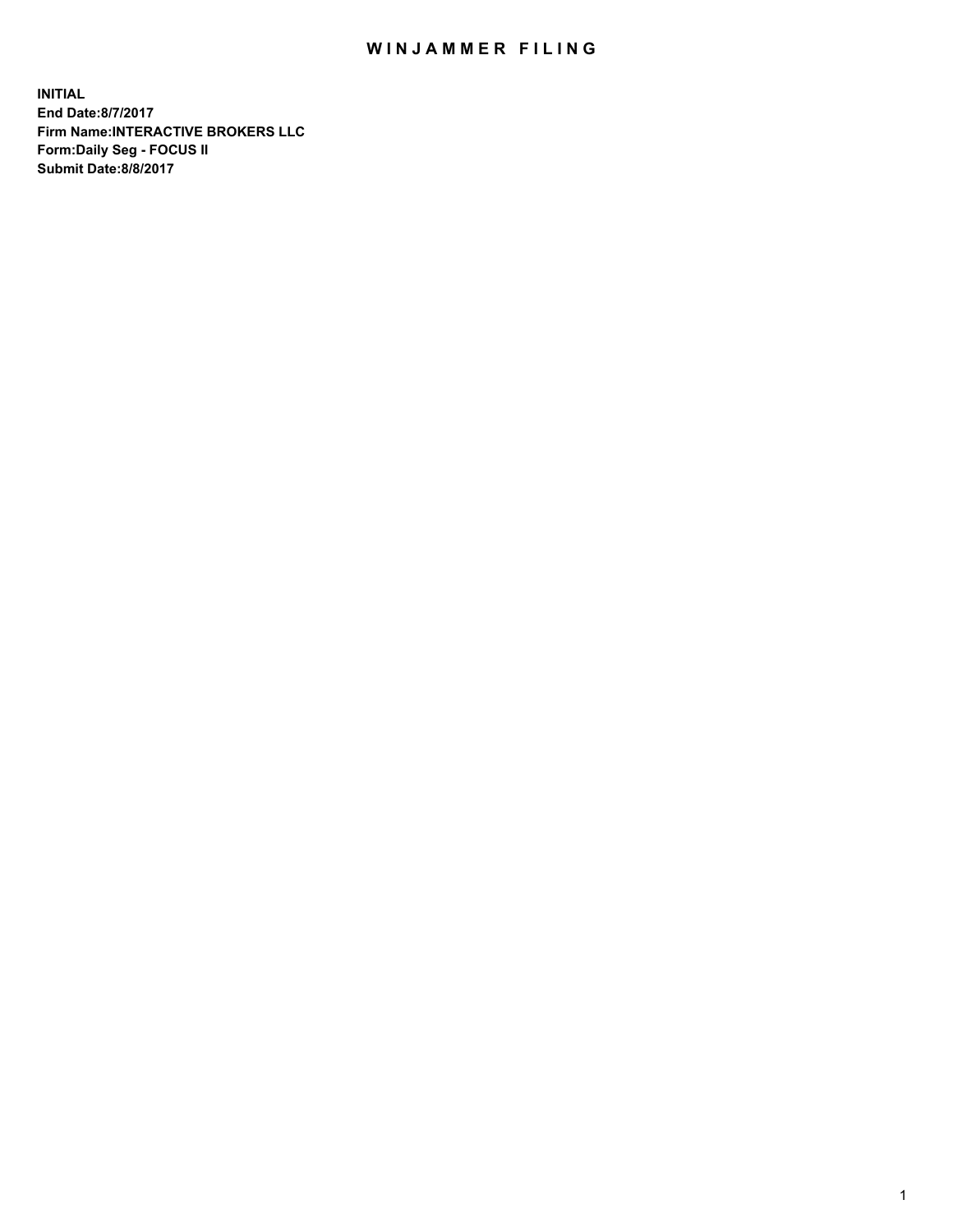# WINJAMMER FILING

**INITIAL**
**End Date:8/7/2017**
**Firm Name:INTERACTIVE BROKERS LLC**
**Form:Daily Seg - FOCUS II**
**Submit Date:8/8/2017**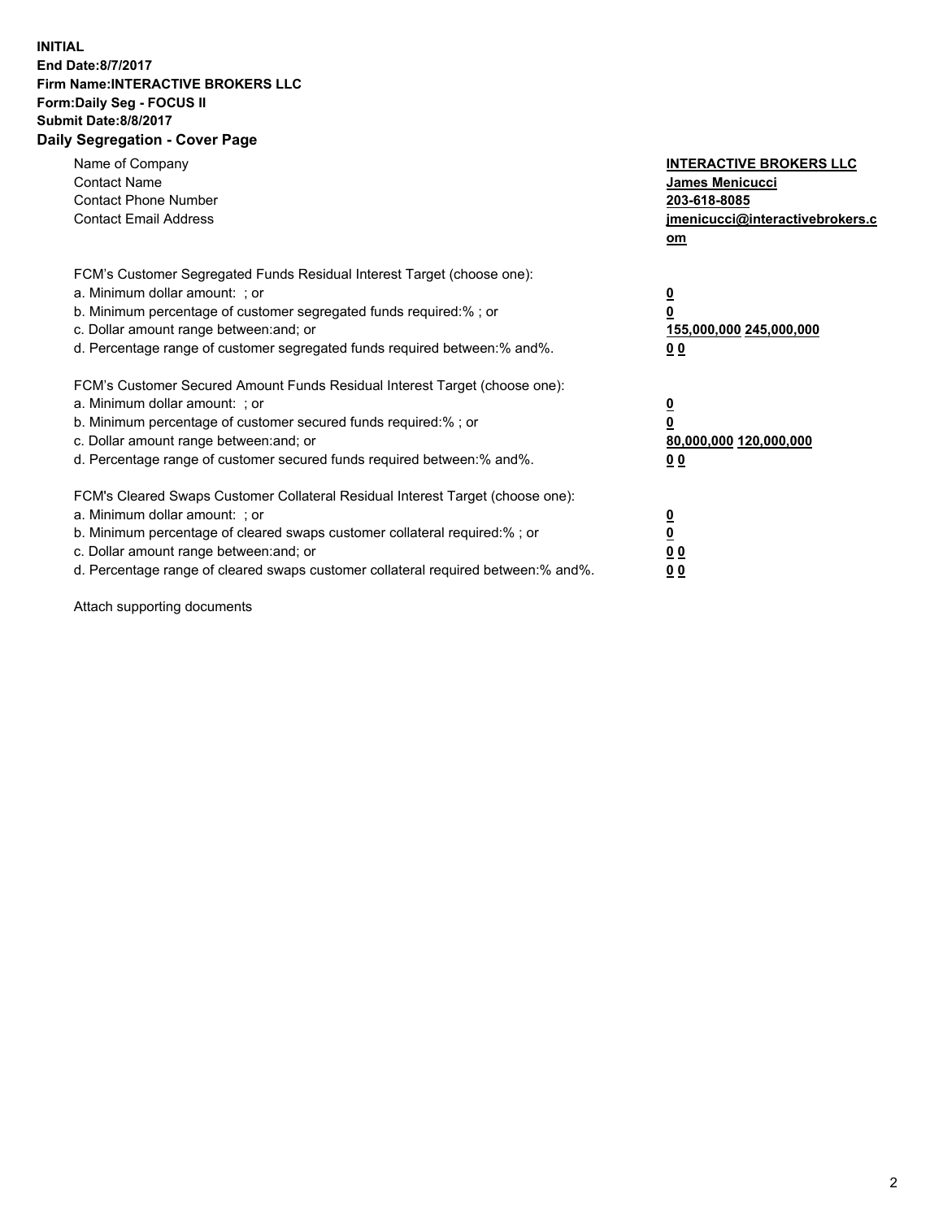**INITIAL**
**End Date:8/7/2017**
**Firm Name:INTERACTIVE BROKERS LLC**
**Form:Daily Seg - FOCUS II**
**Submit Date:8/8/2017**
**Daily Segregation - Cover Page**

| | |
|---|---|
| Name of Company | **INTERACTIVE BROKERS LLC** |
| Contact Name | **James Menicucci** |
| Contact Phone Number | **203-618-8085** |
| Contact Email Address | **jmenicucci@interactivebrokers.com** |

FCM's Customer Segregated Funds Residual Interest Target (choose one):

| | |
|---|---|
| a. Minimum dollar amount: ; or | **0** |
| b. Minimum percentage of customer segregated funds required:% ; or | **0** |
| c. Dollar amount range between:and; or | **155,000,000 245,000,000** |
| d. Percentage range of customer segregated funds required between:% and%. | **0 0** |

FCM's Customer Secured Amount Funds Residual Interest Target (choose one):

| | |
|---|---|
| a. Minimum dollar amount: ; or | **0** |
| b. Minimum percentage of customer secured funds required:% ; or | **0** |
| c. Dollar amount range between:and; or | **80,000,000 120,000,000** |
| d. Percentage range of customer secured funds required between:% and%. | **0 0** |

FCM's Cleared Swaps Customer Collateral Residual Interest Target (choose one):

| | |
|---|---|
| a. Minimum dollar amount: ; or | **0** |
| b. Minimum percentage of cleared swaps customer collateral required:% ; or | **0** |
| c. Dollar amount range between:and; or | **0 0** |
| d. Percentage range of cleared swaps customer collateral required between:% and%. | **0 0** |

Attach supporting documents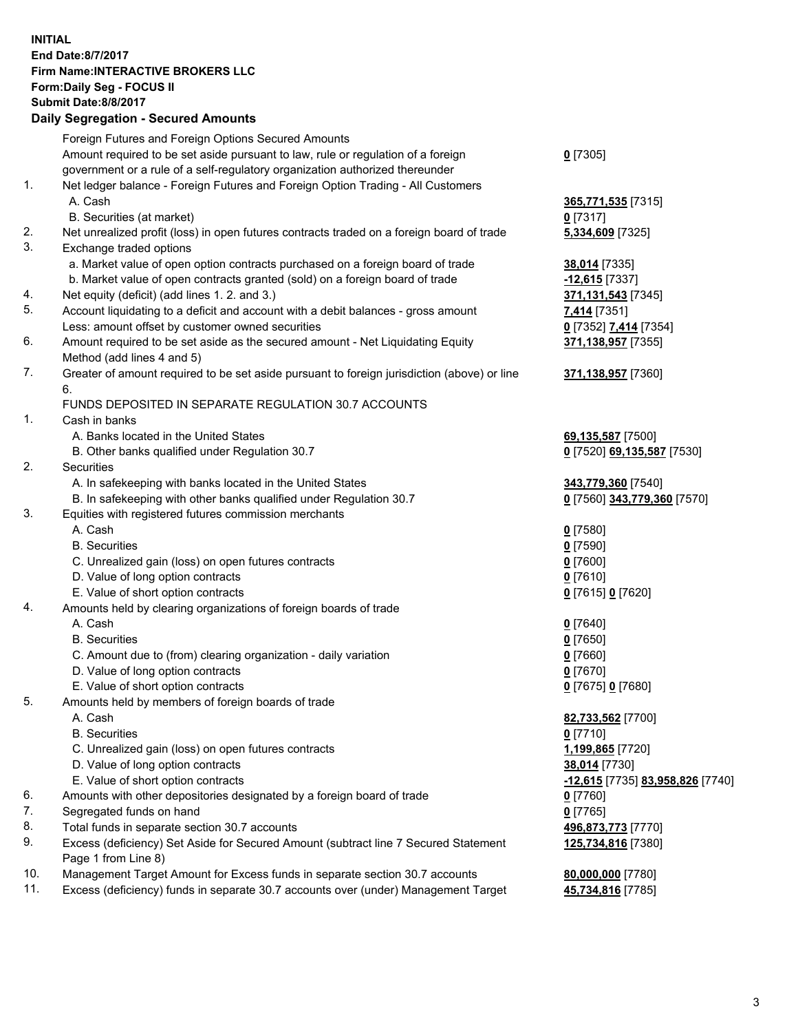**INITIAL**
**End Date:8/7/2017**
**Firm Name:INTERACTIVE BROKERS LLC**
**Form:Daily Seg - FOCUS II**
**Submit Date:8/8/2017**
**Daily Segregation - Secured Amounts**

| | | |
|---|---|---|
| | Foreign Futures and Foreign Options Secured Amounts | |
| | Amount required to be set aside pursuant to law, rule or regulation of a foreign government or a rule of a self-regulatory organization authorized thereunder | **0** [7305] |
| 1. | Net ledger balance - Foreign Futures and Foreign Option Trading - All Customers | |
| | A. Cash | **365,771,535** [7315] |
| | B. Securities (at market) | **0** [7317] |
| 2. | Net unrealized profit (loss) in open futures contracts traded on a foreign board of trade | **5,334,609** [7325] |
| 3. | Exchange traded options | |
| | a. Market value of open option contracts purchased on a foreign board of trade | **38,014** [7335] |
| | b. Market value of open contracts granted (sold) on a foreign board of trade | **-12,615** [7337] |
| 4. | Net equity (deficit) (add lines 1. 2. and 3.) | **371,131,543** [7345] |
| 5. | Account liquidating to a deficit and account with a debit balances - gross amount | **7,414** [7351] |
| | Less: amount offset by customer owned securities | **0** [7352] **7,414** [7354] |
| 6. | Amount required to be set aside as the secured amount - Net Liquidating Equity Method (add lines 4 and 5) | **371,138,957** [7355] |
| 7. | Greater of amount required to be set aside pursuant to foreign jurisdiction (above) or line 6. | **371,138,957** [7360] |
| | FUNDS DEPOSITED IN SEPARATE REGULATION 30.7 ACCOUNTS | |
| 1. | Cash in banks | |
| | A. Banks located in the United States | **69,135,587** [7500] |
| | B. Other banks qualified under Regulation 30.7 | **0** [7520] **69,135,587** [7530] |
| 2. | Securities | |
| | A. In safekeeping with banks located in the United States | **343,779,360** [7540] |
| | B. In safekeeping with other banks qualified under Regulation 30.7 | **0** [7560] **343,779,360** [7570] |
| 3. | Equities with registered futures commission merchants | |
| | A. Cash | **0** [7580] |
| | B. Securities | **0** [7590] |
| | C. Unrealized gain (loss) on open futures contracts | **0** [7600] |
| | D. Value of long option contracts | **0** [7610] |
| | E. Value of short option contracts | **0** [7615] **0** [7620] |
| 4. | Amounts held by clearing organizations of foreign boards of trade | |
| | A. Cash | **0** [7640] |
| | B. Securities | **0** [7650] |
| | C. Amount due to (from) clearing organization - daily variation | **0** [7660] |
| | D. Value of long option contracts | **0** [7670] |
| | E. Value of short option contracts | **0** [7675] **0** [7680] |
| 5. | Amounts held by members of foreign boards of trade | |
| | A. Cash | **82,733,562** [7700] |
| | B. Securities | **0** [7710] |
| | C. Unrealized gain (loss) on open futures contracts | **1,199,865** [7720] |
| | D. Value of long option contracts | **38,014** [7730] |
| | E. Value of short option contracts | **-12,615** [7735] **83,958,826** [7740] |
| 6. | Amounts with other depositories designated by a foreign board of trade | **0** [7760] |
| 7. | Segregated funds on hand | **0** [7765] |
| 8. | Total funds in separate section 30.7 accounts | **496,873,773** [7770] |
| 9. | Excess (deficiency) Set Aside for Secured Amount (subtract line 7 Secured Statement Page 1 from Line 8) | **125,734,816** [7380] |
| 10. | Management Target Amount for Excess funds in separate section 30.7 accounts | **80,000,000** [7780] |
| 11. | Excess (deficiency) funds in separate 30.7 accounts over (under) Management Target | **45,734,816** [7785] |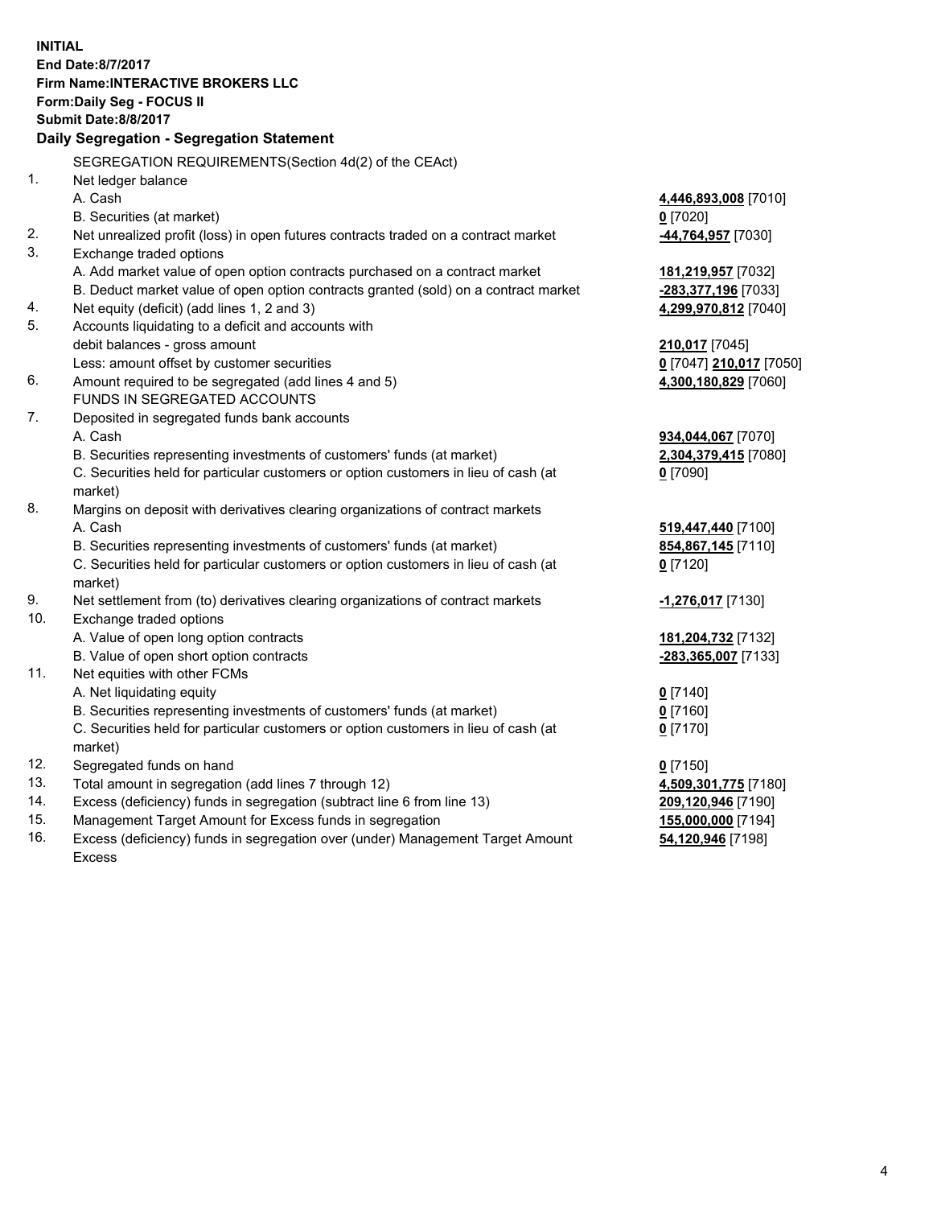**INITIAL**
**End Date:8/7/2017**
**Firm Name:INTERACTIVE BROKERS LLC**
**Form:Daily Seg - FOCUS II**
**Submit Date:8/8/2017**

**Daily Segregation - Segregation Statement**

| | | |
|---|---|---|
| | SEGREGATION REQUIREMENTS(Section 4d(2) of the CEAct) | |
| 1. | Net ledger balance | |
| | A. Cash | **4,446,893,008** [7010] |
| | B. Securities (at market) | **0** [7020] |
| 2. | Net unrealized profit (loss) in open futures contracts traded on a contract market | **-44,764,957** [7030] |
| 3. | Exchange traded options | |
| | A. Add market value of open option contracts purchased on a contract market | **181,219,957** [7032] |
| | B. Deduct market value of open option contracts granted (sold) on a contract market | **-283,377,196** [7033] |
| 4. | Net equity (deficit) (add lines 1, 2 and 3) | **4,299,970,812** [7040] |
| 5. | Accounts liquidating to a deficit and accounts with | |
| | debit balances - gross amount | **210,017** [7045] |
| | Less: amount offset by customer securities | **0** [7047] **210,017** [7050] |
| 6. | Amount required to be segregated (add lines 4 and 5) | **4,300,180,829** [7060] |
| | FUNDS IN SEGREGATED ACCOUNTS | |
| 7. | Deposited in segregated funds bank accounts | |
| | A. Cash | **934,044,067** [7070] |
| | B. Securities representing investments of customers' funds (at market) | **2,304,379,415** [7080] |
| | C. Securities held for particular customers or option customers in lieu of cash (at market) | **0** [7090] |
| 8. | Margins on deposit with derivatives clearing organizations of contract markets | |
| | A. Cash | **519,447,440** [7100] |
| | B. Securities representing investments of customers' funds (at market) | **854,867,145** [7110] |
| | C. Securities held for particular customers or option customers in lieu of cash (at market) | **0** [7120] |
| 9. | Net settlement from (to) derivatives clearing organizations of contract markets | **-1,276,017** [7130] |
| 10. | Exchange traded options | |
| | A. Value of open long option contracts | **181,204,732** [7132] |
| | B. Value of open short option contracts | **-283,365,007** [7133] |
| 11. | Net equities with other FCMs | |
| | A. Net liquidating equity | **0** [7140] |
| | B. Securities representing investments of customers' funds (at market) | **0** [7160] |
| | C. Securities held for particular customers or option customers in lieu of cash (at market) | **0** [7170] |
| 12. | Segregated funds on hand | **0** [7150] |
| 13. | Total amount in segregation (add lines 7 through 12) | **4,509,301,775** [7180] |
| 14. | Excess (deficiency) funds in segregation (subtract line 6 from line 13) | **209,120,946** [7190] |
| 15. | Management Target Amount for Excess funds in segregation | **155,000,000** [7194] |
| 16. | Excess (deficiency) funds in segregation over (under) Management Target Amount Excess | **54,120,946** [7198] |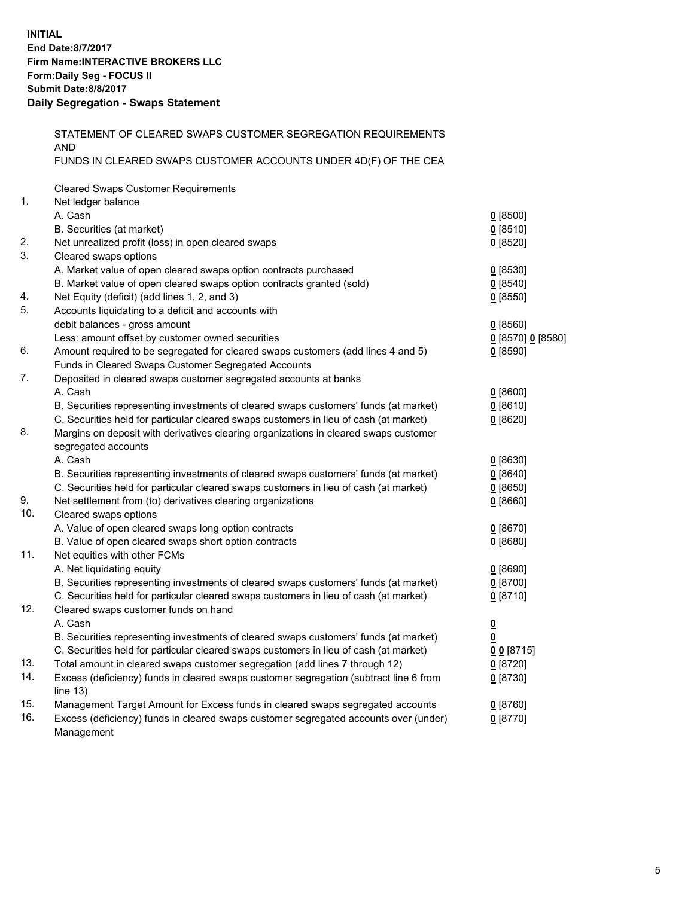**INITIAL**
**End Date:8/7/2017**
**Firm Name:INTERACTIVE BROKERS LLC**
**Form:Daily Seg - FOCUS II**
**Submit Date:8/8/2017**
**Daily Segregation - Swaps Statement**

STATEMENT OF CLEARED SWAPS CUSTOMER SEGREGATION REQUIREMENTS AND FUNDS IN CLEARED SWAPS CUSTOMER ACCOUNTS UNDER 4D(F) OF THE CEA

| | | |
|---|---|---|
| | Cleared Swaps Customer Requirements | |
| 1. | Net ledger balance | |
| | A. Cash | 0 [8500] |
| | B. Securities (at market) | 0 [8510] |
| 2. | Net unrealized profit (loss) in open cleared swaps | 0 [8520] |
| 3. | Cleared swaps options | |
| | A. Market value of open cleared swaps option contracts purchased | 0 [8530] |
| | B. Market value of open cleared swaps option contracts granted (sold) | 0 [8540] |
| 4. | Net Equity (deficit) (add lines 1, 2, and 3) | 0 [8550] |
| 5. | Accounts liquidating to a deficit and accounts with debit balances - gross amount | 0 [8560] |
| | Less: amount offset by customer owned securities | 0 [8570] 0 [8580] |
| 6. | Amount required to be segregated for cleared swaps customers (add lines 4 and 5) | 0 [8590] |
| | Funds in Cleared Swaps Customer Segregated Accounts | |
| 7. | Deposited in cleared swaps customer segregated accounts at banks | |
| | A. Cash | 0 [8600] |
| | B. Securities representing investments of cleared swaps customers' funds (at market) | 0 [8610] |
| | C. Securities held for particular cleared swaps customers in lieu of cash (at market) | 0 [8620] |
| 8. | Margins on deposit with derivatives clearing organizations in cleared swaps customer segregated accounts | |
| | A. Cash | 0 [8630] |
| | B. Securities representing investments of cleared swaps customers' funds (at market) | 0 [8640] |
| | C. Securities held for particular cleared swaps customers in lieu of cash (at market) | 0 [8650] |
| 9. | Net settlement from (to) derivatives clearing organizations | 0 [8660] |
| 10. | Cleared swaps options | |
| | A. Value of open cleared swaps long option contracts | 0 [8670] |
| | B. Value of open cleared swaps short option contracts | 0 [8680] |
| 11. | Net equities with other FCMs | |
| | A. Net liquidating equity | 0 [8690] |
| | B. Securities representing investments of cleared swaps customers' funds (at market) | 0 [8700] |
| | C. Securities held for particular cleared swaps customers in lieu of cash (at market) | 0 [8710] |
| 12. | Cleared swaps customer funds on hand | |
| | A. Cash | 0 |
| | B. Securities representing investments of cleared swaps customers' funds (at market) | 0 |
| | C. Securities held for particular cleared swaps customers in lieu of cash (at market) | 0 0 [8715] |
| 13. | Total amount in cleared swaps customer segregation (add lines 7 through 12) | 0 [8720] |
| 14. | Excess (deficiency) funds in cleared swaps customer segregation (subtract line 6 from line 13) | 0 [8730] |
| 15. | Management Target Amount for Excess funds in cleared swaps segregated accounts | 0 [8760] |
| 16. | Excess (deficiency) funds in cleared swaps customer segregated accounts over (under) Management | 0 [8770] |